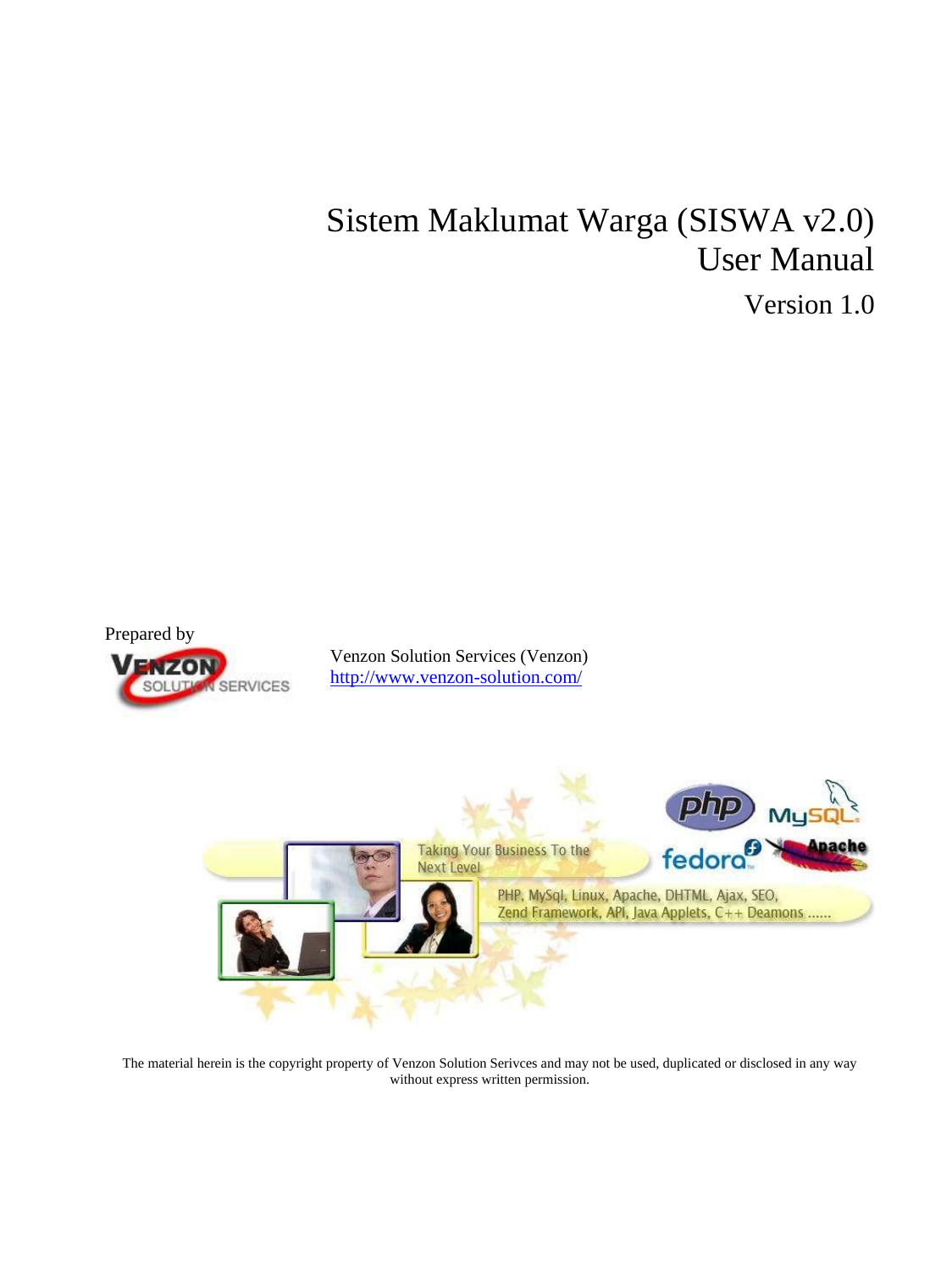# Sistem Maklumat Warga (SISWA v2.0)
# User Manual

Version 1.0

Prepared by

Venzon Solution Services (Venzon)
http://www.venzon-solution.com/

The material herein is the copyright property of Venzon Solution Serivces and may not be used, duplicated or disclosed in any way without express written permission.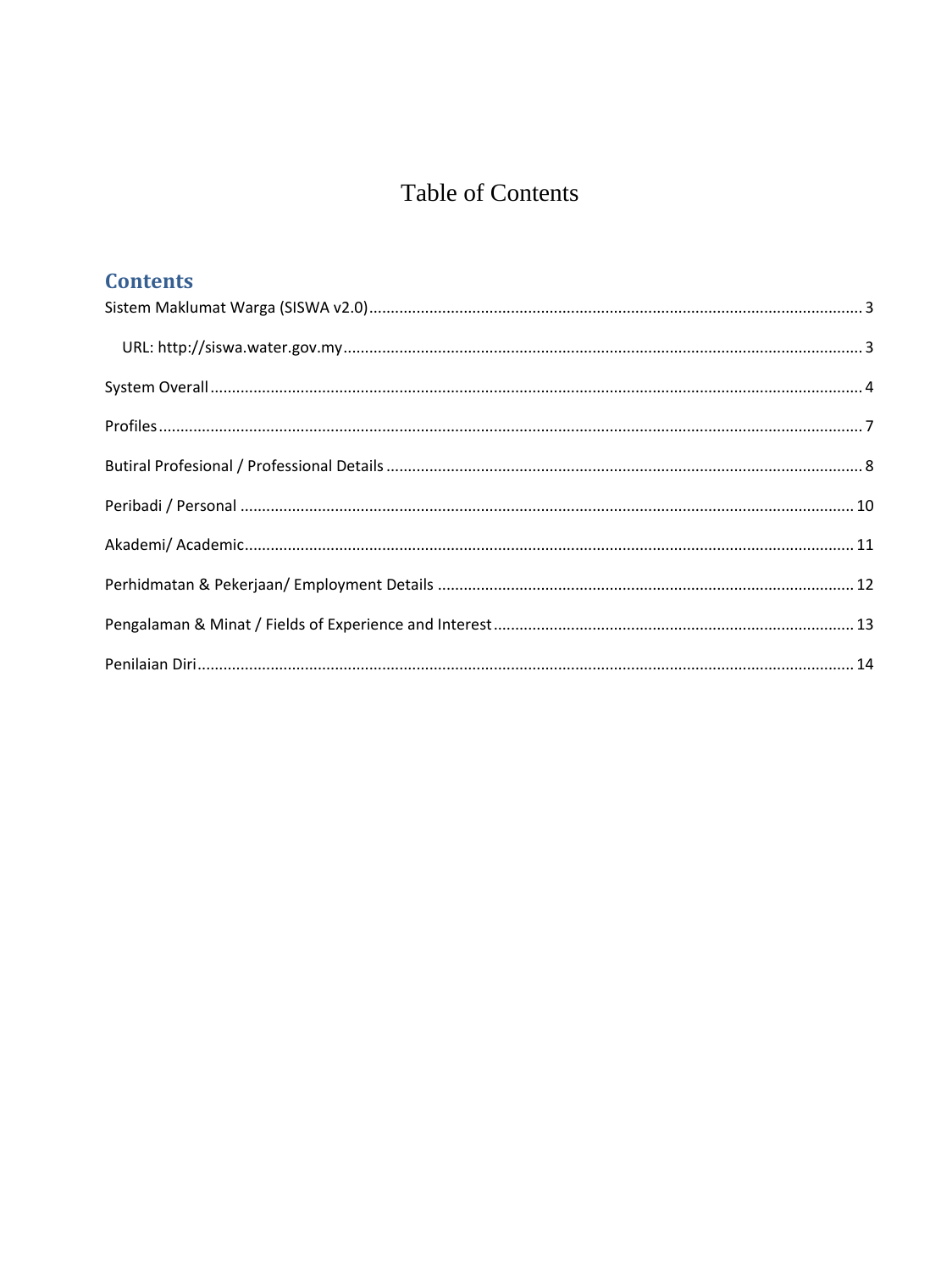# Table of Contents

## Contents

Sistem Maklumat Warga (SISWA v2.0) ........ 3

    URL: http://siswa.water.gov.my ........ 3

System Overall ........ 4

Profiles ........ 7

Butiral Profesional / Professional Details ........ 8

Peribadi / Personal ........ 10

Akademi/ Academic ........ 11

Perhidmatan & Pekerjaan/ Employment Details ........ 12

Pengalaman & Minat / Fields of Experience and Interest ........ 13

Penilaian Diri ........ 14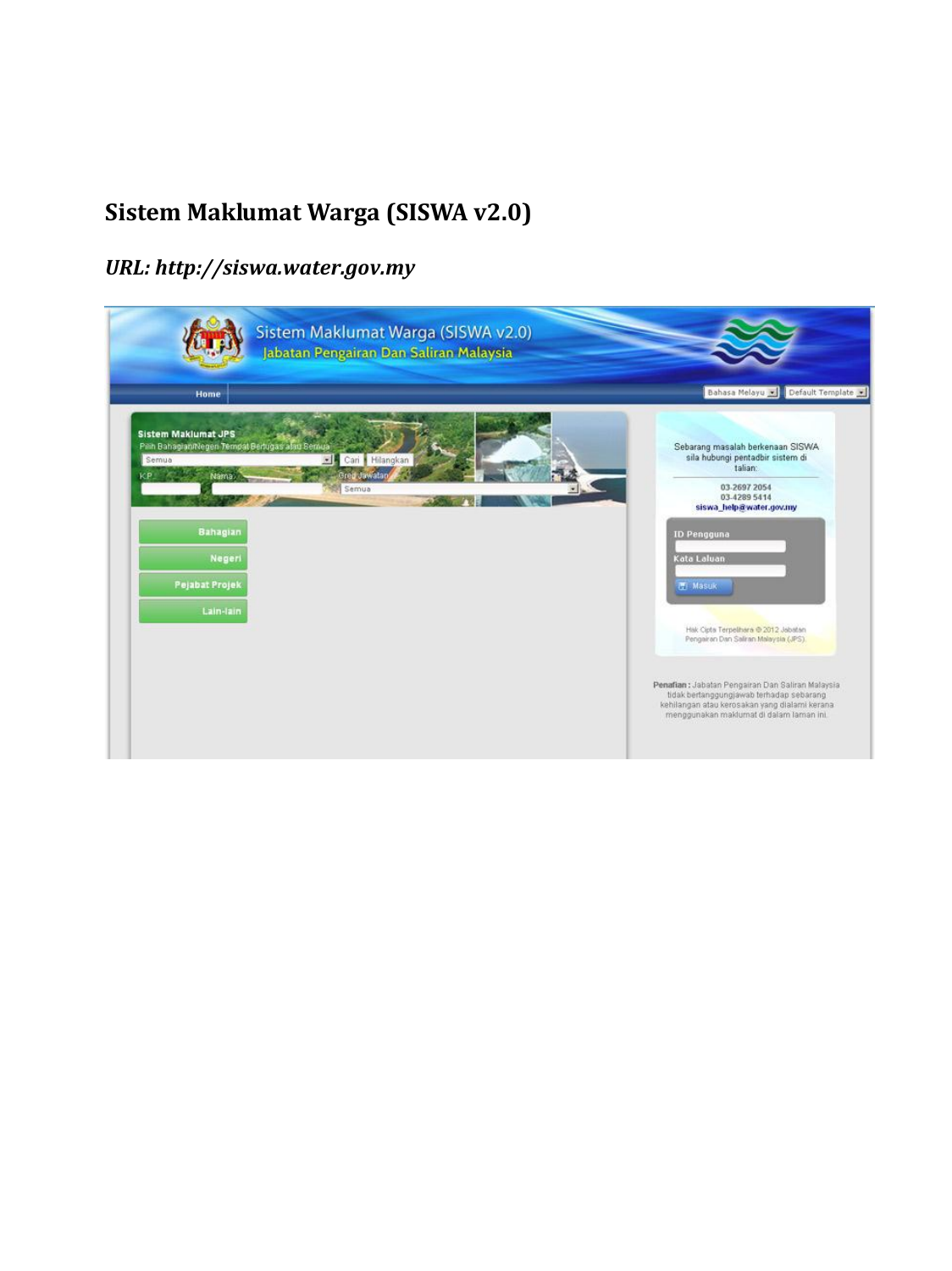# Sistem Maklumat Warga (SISWA v2.0)

***URL: http://siswa.water.gov.my***

Sistem Maklumat Warga (SISWA v2.0)
Jabatan Pengairan Dan Saliran Malaysia

Home

Bahasa Melayu | Default Template

**Sistem Maklumat JPS**

Pilih Bahagian/Negeri Tempat Bertugas atau Semua

Semua | Cari | Hilangkan

K.P. | Nama | Gred Jawatan

Semua

- Bahagian
- Negeri
- Pejabat Projek
- Lain-lain

Sebarang masalah berkenaan SISWA sila hubungi pentadbir sistem di talian:

03-2697 2054
03-4289 5414
siswa_help@water.gov.my

ID Pengguna

Kata Laluan

Masuk

Hak Cipta Terpelihara © 2012 Jabatan Pengairan Dan Saliran Malaysia (JPS).

**Penafian :** Jabatan Pengairan Dan Saliran Malaysia tidak bertanggungjawab terhadap sebarang kehilangan atau kerosakan yang dialami kerana menggunakan maklumat di dalam laman ini.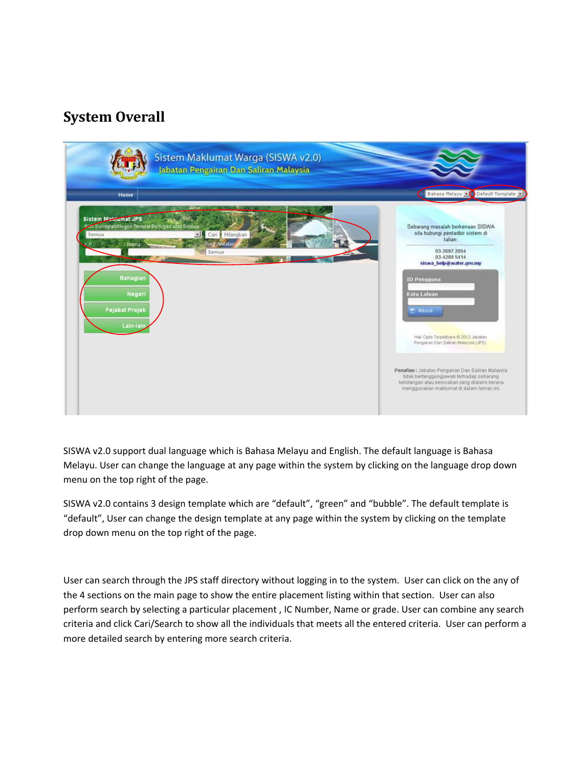# System Overall

SISWA v2.0 support dual language which is Bahasa Melayu and English. The default language is Bahasa Melayu. User can change the language at any page within the system by clicking on the language drop down menu on the top right of the page.

SISWA v2.0 contains 3 design template which are “default”, “green” and “bubble”. The default template is “default”, User can change the design template at any page within the system by clicking on the template drop down menu on the top right of the page.

User can search through the JPS staff directory without logging in to the system. User can click on the any of the 4 sections on the main page to show the entire placement listing within that section. User can also perform search by selecting a particular placement , IC Number, Name or grade. User can combine any search criteria and click Cari/Search to show all the individuals that meets all the entered criteria. User can perform a more detailed search by entering more search criteria.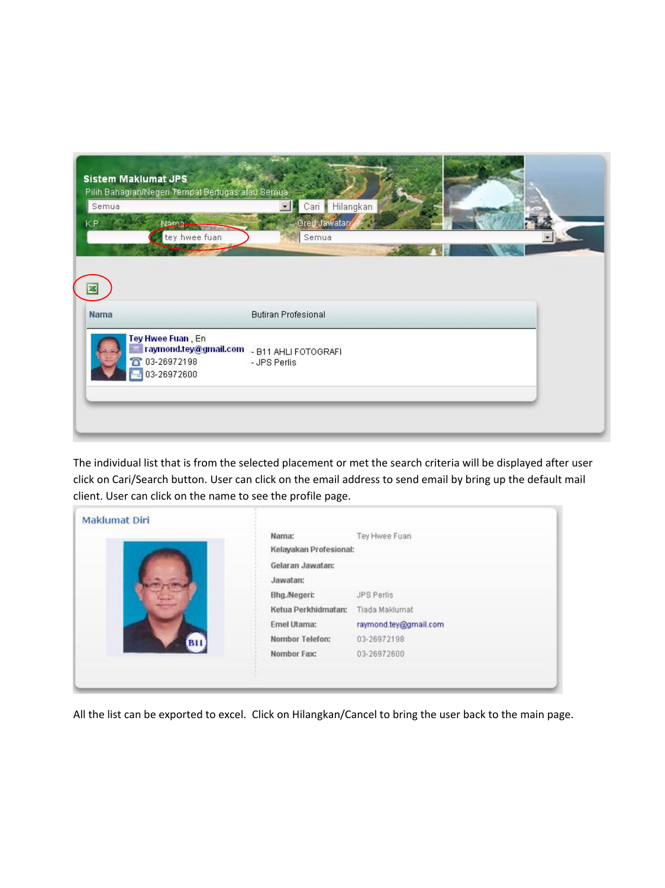Sistem Maklumat JPS

Pilih Bahagian/Negeri Tempat Bertugas atau Semua

Semua | Cari | Hilangkan

K.P.: | Nama: tey hwee fuan | Gred Jawatan: Semua

| Nama | Butiran Profesional |
| --- | --- |
| Tey Hwee Fuan , En<br>raymond.tey@gmail.com<br>03-26972198<br>03-26972600 | - B11 AHLI FOTOGRAFI<br>- JPS Perlis |

The individual list that is from the selected placement or met the search criteria will be displayed after user click on Cari/Search button. User can click on the email address to send email by bring up the default mail client. User can click on the name to see the profile page.

Maklumat Diri

| | |
| --- | --- |
| Nama: | Tey Hwee Fuan |
| Kelayakan Profesional: | |
| Gelaran Jawatan: | |
| Jawatan: | |
| Bhg./Negeri: | JPS Perlis |
| Ketua Perkhidmatan: | Tiada Maklumat |
| Emel Utama: | raymond.tey@gmail.com |
| Nombor Telefon: | 03-26972198 |
| Nombor Fax: | 03-26972600 |

All the list can be exported to excel. Click on Hilangkan/Cancel to bring the user back to the main page.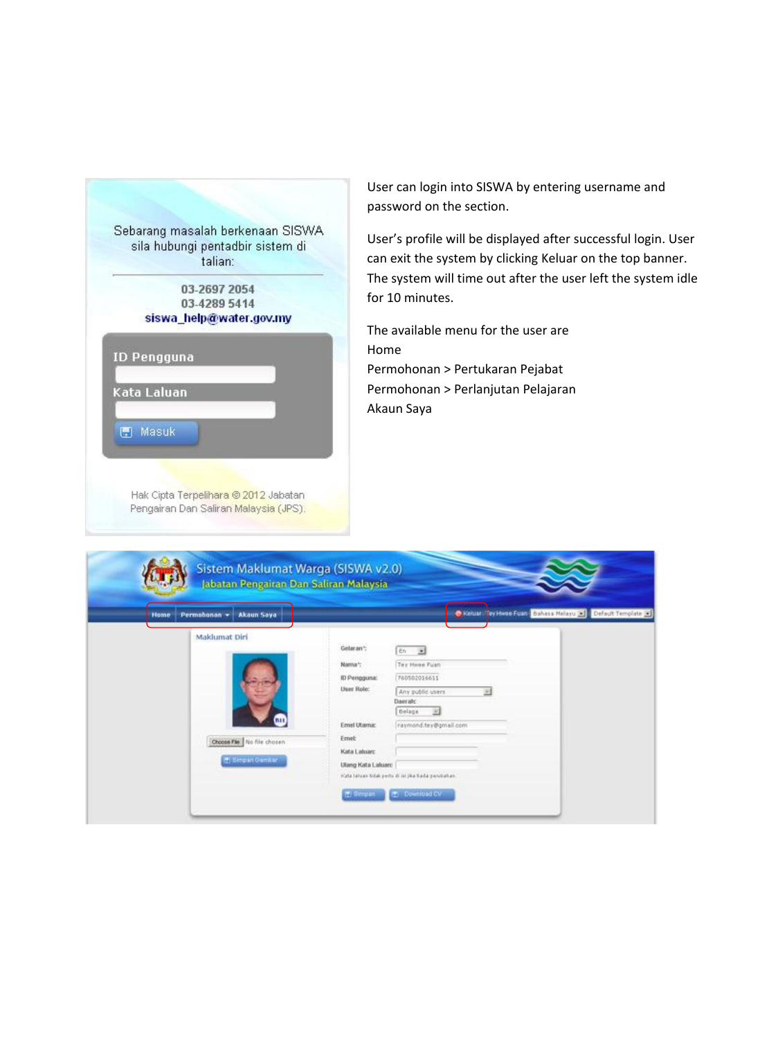User can login into SISWA by entering username and password on the section.

User's profile will be displayed after successful login. User can exit the system by clicking Keluar on the top banner. The system will time out after the user left the system idle for 10 minutes.

The available menu for the user are
Home
Permohonan > Pertukaran Pejabat
Permohonan > Perlanjutan Pelajaran
Akaun Saya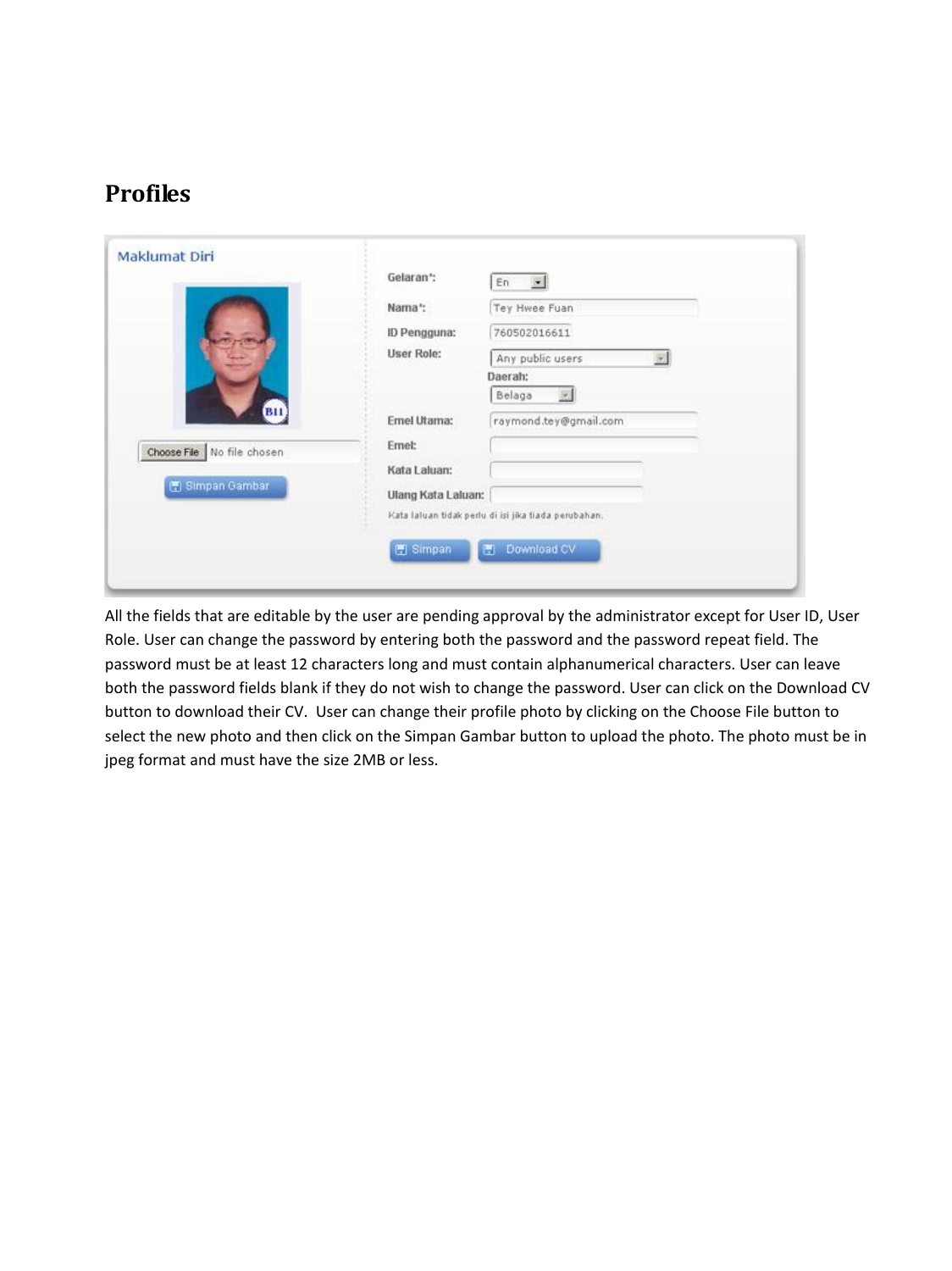# Profiles

All the fields that are editable by the user are pending approval by the administrator except for User ID, User Role. User can change the password by entering both the password and the password repeat field. The password must be at least 12 characters long and must contain alphanumerical characters. User can leave both the password fields blank if they do not wish to change the password. User can click on the Download CV button to download their CV. User can change their profile photo by clicking on the Choose File button to select the new photo and then click on the Simpan Gambar button to upload the photo. The photo must be in jpeg format and must have the size 2MB or less.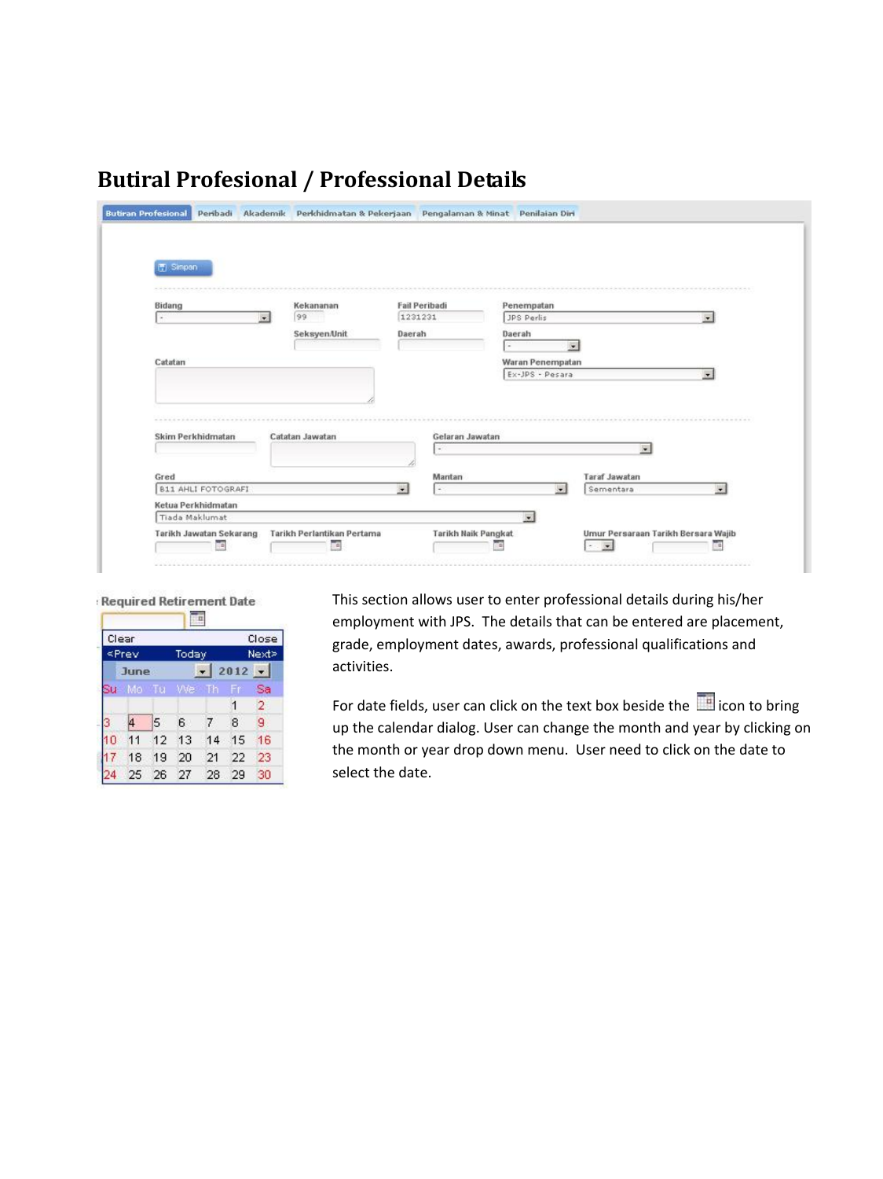# Butiral Profesional / Professional Details

This section allows user to enter professional details during his/her employment with JPS. The details that can be entered are placement, grade, employment dates, awards, professional qualifications and activities.

For date fields, user can click on the text box beside the icon to bring up the calendar dialog. User can change the month and year by clicking on the month or year drop down menu. User need to click on the date to select the date.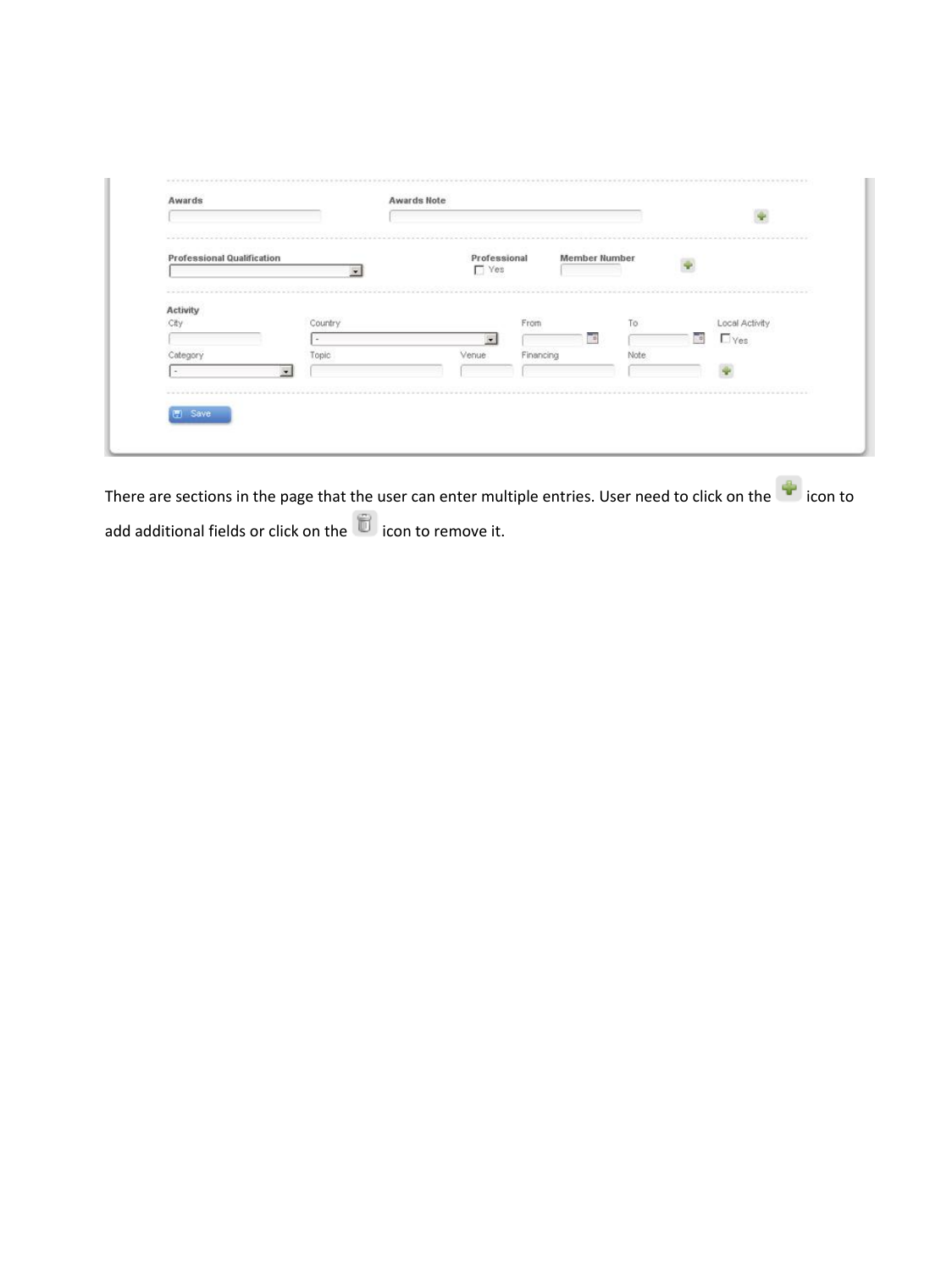There are sections in the page that the user can enter multiple entries. User need to click on the icon to add additional fields or click on the icon to remove it.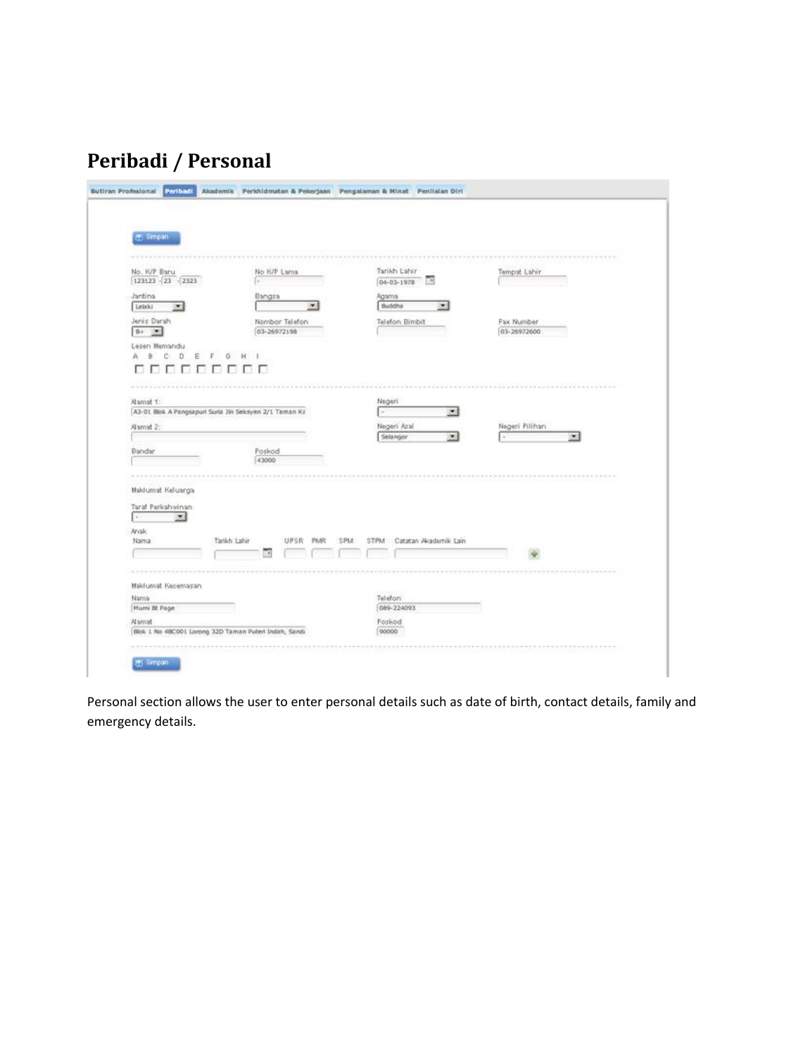# Peribadi / Personal

Butiran Profesional | Peribadi | Akademik | Perkhidmatan & Pekerjaan | Pengalaman & Minat | Penilaian Diri

Simpan

No. K/P Baru: 123123 - 23 - 2323
No K/P Lama: -
Tarikh Lahir: 04-03-1978
Tempat Lahir:

Jantina: Lelaki
Bangsa:
Agama: Buddha

Jenis Darah: B+
Nombor Telefon: 03-26972198
Telefon Bimbit:
Fax Number: 03-26972600

Lesen Memandu
A B C D E F G H I

Alamat 1: A3-01 Blok A Pangsapuri Suria Jln Seksyen 2/1 Taman Ke
Negeri: -

Alamat 2:
Negeri Asal: Selangor
Negeri Pilihan: -

Bandar:
Poskod: 43000

Maklumat Keluarga

Taraf Perkahwinan: -

Anak

Nama | Tarikh Lahir | UPSR | PMR | SPM | STPM | Catatan Akademik Lain

Maklumat Kecemasan

Nama: Mumi Bt Page
Telefon: 089-224093

Alamat: Blok 1 No 48C001 Lorong 32D Taman Puteri Indah, Sand
Poskod: 90000

Simpan

Personal section allows the user to enter personal details such as date of birth, contact details, family and emergency details.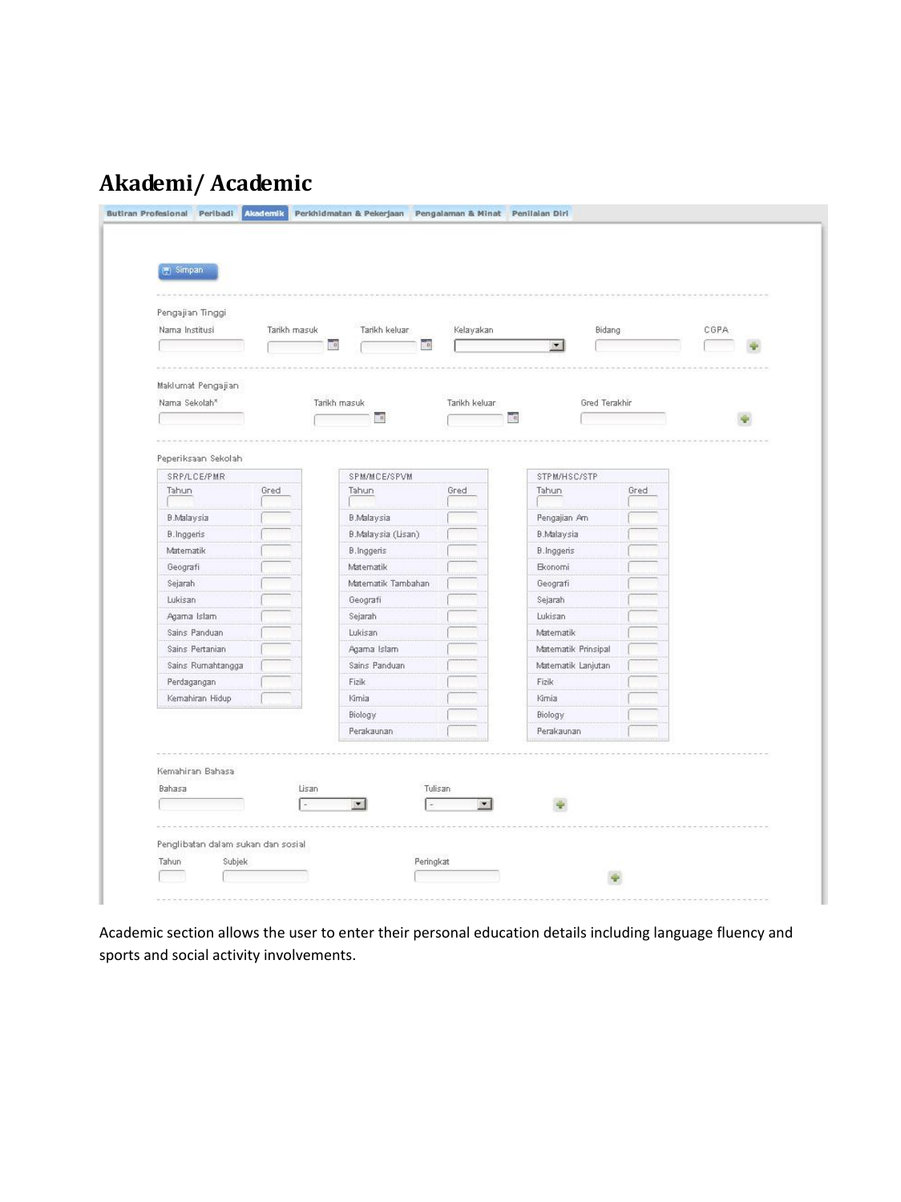# Akademi/ Academic

Butiran Profesional | Peribadi | Akademik | Perkhidmatan & Pekerjaan | Pengalaman & Minat | Penilaian Diri

Simpan

Pengajian Tinggi

| Nama Institusi | Tarikh masuk | Tarikh keluar | Kelayakan | Bidang | CGPA |
| --- | --- | --- | --- | --- | --- |
| | | | | | |

Maklumat Pengajian

| Nama Sekolah* | Tarikh masuk | Tarikh keluar | Gred Terakhir |
| --- | --- | --- | --- |
| | | | |

Peperiksaan Sekolah

| SRP/LCE/PMR | | SPM/MCE/SPVM | | STPM/HSC/STP | |
| --- | --- | --- | --- | --- | --- |
| Tahun | Gred | Tahun | Gred | Tahun | Gred |
| B.Malaysia | | B.Malaysia | | Pengajian Am | |
| B.Inggeris | | B.Malaysia (Lisan) | | B.Malaysia | |
| Matematik | | B.Inggeris | | B.Inggeris | |
| Geografi | | Matematik | | Ekonomi | |
| Sejarah | | Matematik Tambahan | | Geografi | |
| Lukisan | | Geografi | | Sejarah | |
| Agama Islam | | Sejarah | | Lukisan | |
| Sains Panduan | | Lukisan | | Matematik | |
| Sains Pertanian | | Agama Islam | | Matematik Prinsipal | |
| Sains Rumahtangga | | Sains Panduan | | Matematik Lanjutan | |
| Perdagangan | | Fizik | | Fizik | |
| Kemahiran Hidup | | Kimia | | Kimia | |
| | | Biology | | Biology | |
| | | Perakaunan | | Perakaunan | |

Kemahiran Bahasa

| Bahasa | Lisan | Tulisan |
| --- | --- | --- |
| | - | - |

Penglibatan dalam sukan dan sosial

| Tahun | Subjek | Peringkat |
| --- | --- | --- |
| | | |

Academic section allows the user to enter their personal education details including language fluency and sports and social activity involvements.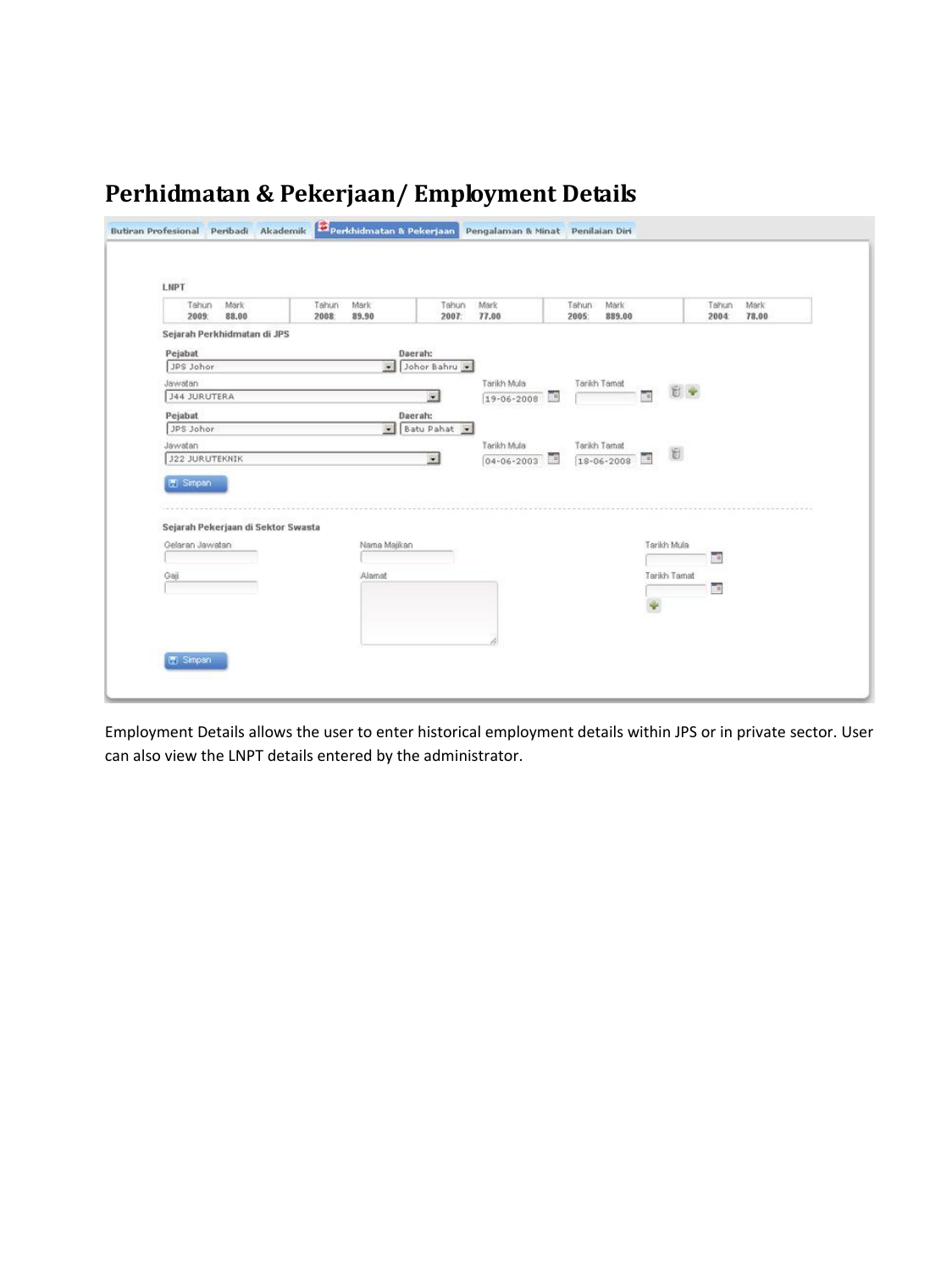# Perhidmatan & Pekerjaan/ Employment Details

Butiran Profesional | Peribadi | Akademik | Perkhidmatan & Pekerjaan | Pengalaman & Minat | Penilaian Diri

LNPT

| Tahun | Mark | Tahun | Mark | Tahun | Mark | Tahun | Mark | Tahun | Mark |
|---|---|---|---|---|---|---|---|---|---|
| 2009 | 88.00 | 2008 | 89.90 | 2007 | 77.00 | 2005 | 889.00 | 2004 | 78.00 |

Sejarah Perkhidmatan di JPS

Pejabat: JPS Johor
Daerah: Johor Bahru
Jawatan: J44 JURUTERA
Tarikh Mula: 19-06-2008
Tarikh Tamat:

Pejabat: JPS Johor
Daerah: Batu Pahat
Jawatan: J22 JURUTEKNIK
Tarikh Mula: 04-06-2003
Tarikh Tamat: 18-06-2008

Simpan

Sejarah Pekerjaan di Sektor Swasta

Gelaran Jawatan
Nama Majikan
Tarikh Mula
Gaji
Alamat
Tarikh Tamat

Simpan

Employment Details allows the user to enter historical employment details within JPS or in private sector. User can also view the LNPT details entered by the administrator.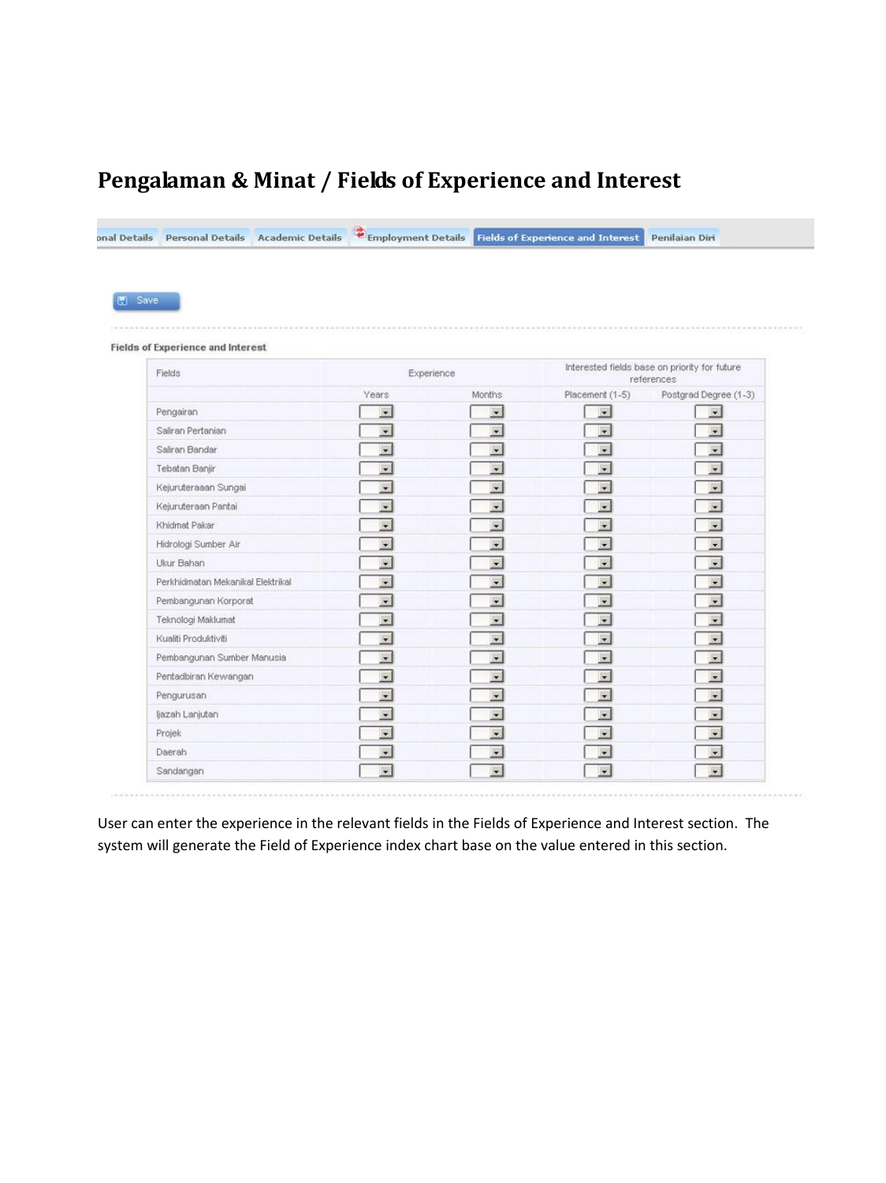# Pengalaman & Minat / Fields of Experience and Interest

onal Details | Personal Details | Academic Details | Employment Details | Fields of Experience and Interest | Penilaian Diri

Save

**Fields of Experience and Interest**

| Fields | Experience | | Interested fields base on priority for future references | |
|---|---|---|---|---|
| | Years | Months | Placement (1-5) | Postgrad Degree (1-3) |
| Pengairan | | | | |
| Saliran Pertanian | | | | |
| Saliran Bandar | | | | |
| Tebatan Banjir | | | | |
| Kejuruteraaan Sungai | | | | |
| Kejuruteraan Pantai | | | | |
| Khidmat Pakar | | | | |
| Hidrologi Sumber Air | | | | |
| Ukur Bahan | | | | |
| Perkhidmatan Mekanikal Elektrikal | | | | |
| Pembangunan Korporat | | | | |
| Teknologi Maklumat | | | | |
| Kualiti Produktiviti | | | | |
| Pembangunan Sumber Manusia | | | | |
| Pentadbiran Kewangan | | | | |
| Pengurusan | | | | |
| Ijazah Lanjutan | | | | |
| Projek | | | | |
| Daerah | | | | |
| Sandangan | | | | |

User can enter the experience in the relevant fields in the Fields of Experience and Interest section. The system will generate the Field of Experience index chart base on the value entered in this section.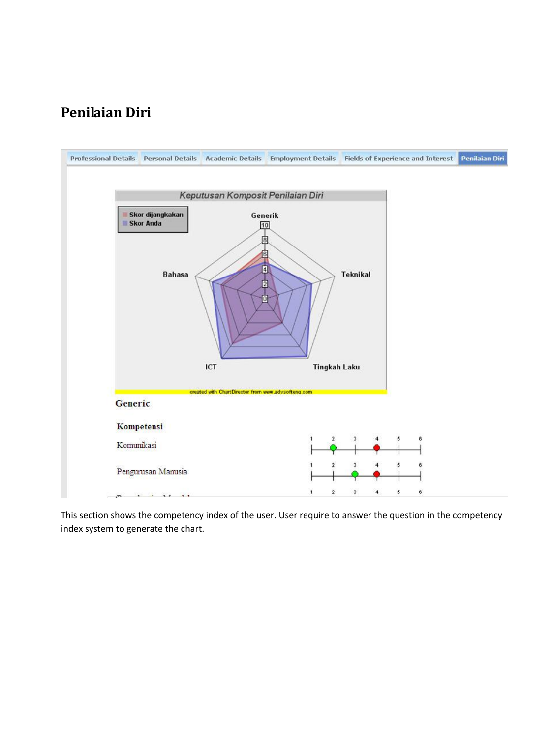# Penilaian Diri

Professional Details | Personal Details | Academic Details | Employment Details | Fields of Experience and Interest | Penilaian Diri

Keputusan Komposit Penilaian Diri

Skor dijangkakan
Skor Anda

Generik
Teknikal
Tingkah Laku
ICT
Bahasa

created with ChartDirector from www.advsofteng.com

Generic

Kompetensi

Komunikasi

Pengurusan Manusia

This section shows the competency index of the user. User require to answer the question in the competency index system to generate the chart.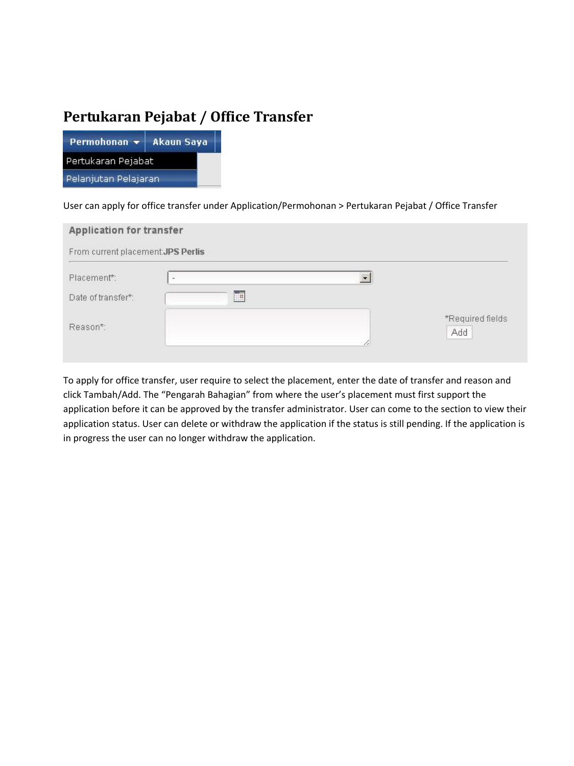# Pertukaran Pejabat / Office Transfer

User can apply for office transfer under Application/Permohonan > Pertukaran Pejabat / Office Transfer

To apply for office transfer, user require to select the placement, enter the date of transfer and reason and click Tambah/Add. The "Pengarah Bahagian" from where the user's placement must first support the application before it can be approved by the transfer administrator. User can come to the section to view their application status. User can delete or withdraw the application if the status is still pending. If the application is in progress the user can no longer withdraw the application.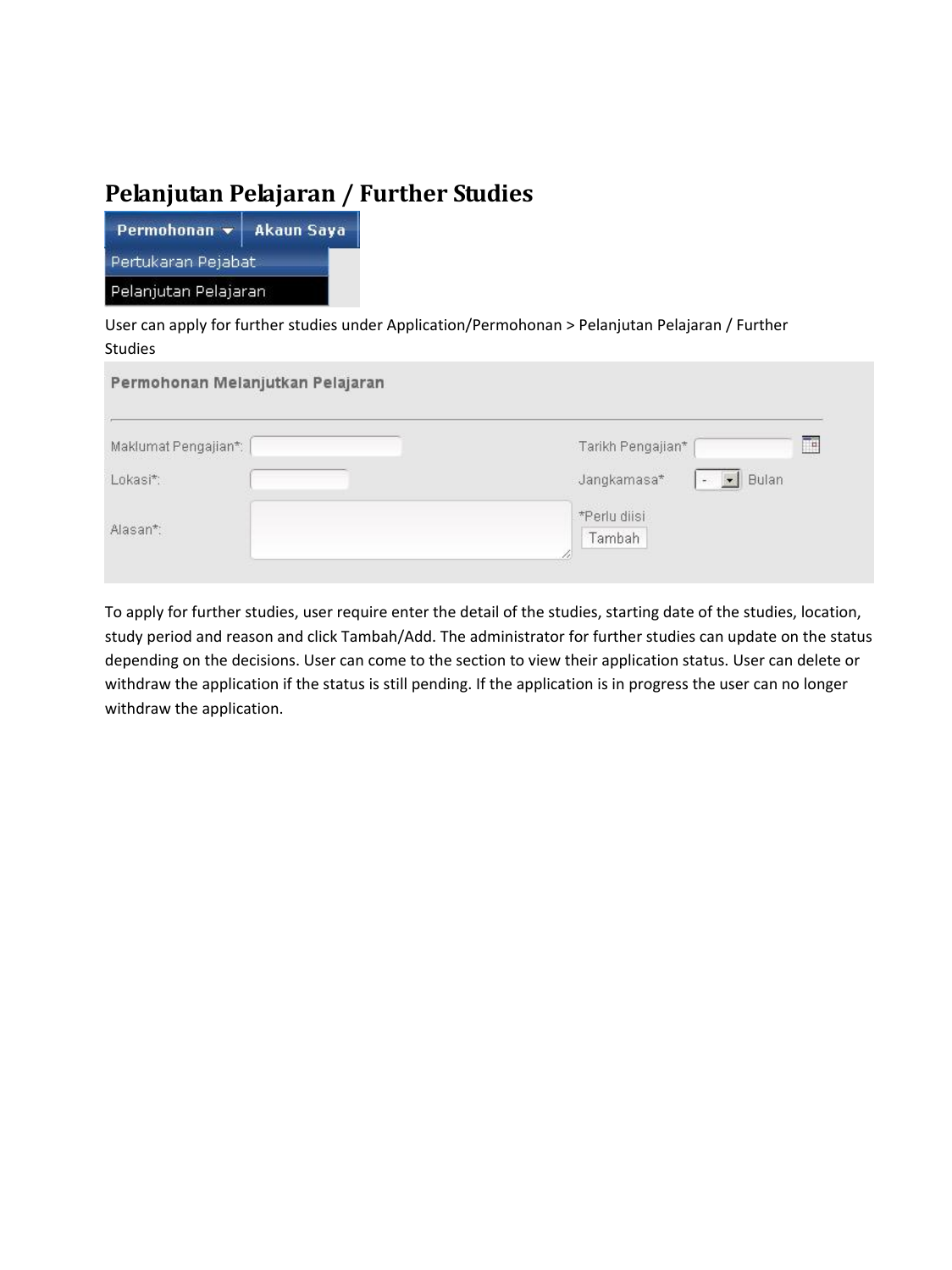# Pelanjutan Pelajaran / Further Studies

Permohonan ▾ | Akaun Saya

Pertukaran Pejabat

Pelanjutan Pelajaran

User can apply for further studies under Application/Permohonan > Pelanjutan Pelajaran / Further Studies

**Permohonan Melanjutkan Pelajaran**

Maklumat Pengajian*:

Tarikh Pengajian*

Lokasi*:

Jangkamasa* - Bulan

Alasan*:

*Perlu diisi

Tambah

To apply for further studies, user require enter the detail of the studies, starting date of the studies, location, study period and reason and click Tambah/Add. The administrator for further studies can update on the status depending on the decisions. User can come to the section to view their application status. User can delete or withdraw the application if the status is still pending. If the application is in progress the user can no longer withdraw the application.